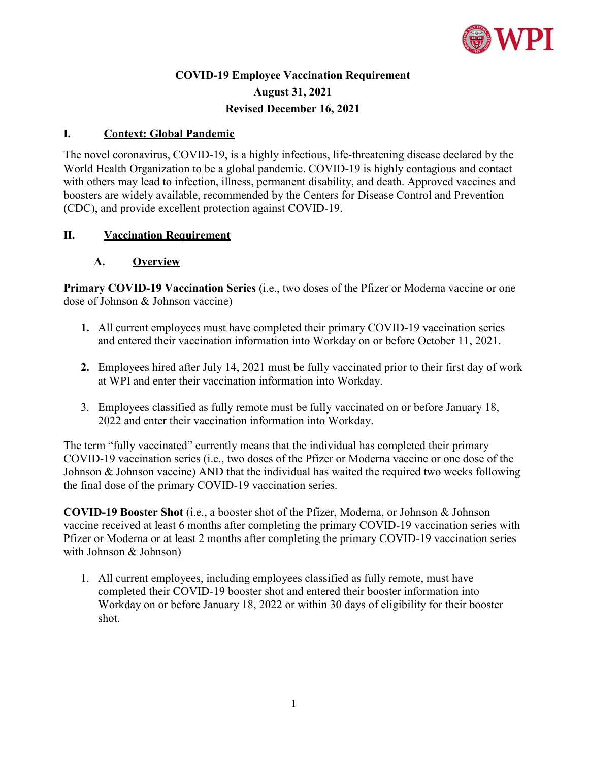# COVID-19 Employee Vaccination Requirement

**August 31, 2021**

**Revised December 16, 2021**

## I. Context: Global Pandemic

The novel coronavirus, COVID-19, is a highly infectious, life-threatening disease declared by the World Health Organization to be a global pandemic. COVID-19 is highly contagious and contact with others may lead to infection, illness, permanent disability, and death. Approved vaccines and boosters are widely available, recommended by the Centers for Disease Control and Prevention (CDC), and provide excellent protection against COVID-19.

## II. Vaccination Requirement

### A. Overview

**Primary COVID-19 Vaccination Series** (i.e., two doses of the Pfizer or Moderna vaccine or one dose of Johnson & Johnson vaccine)

1. All current employees must have completed their primary COVID-19 vaccination series and entered their vaccination information into Workday on or before October 11, 2021.
2. Employees hired after July 14, 2021 must be fully vaccinated prior to their first day of work at WPI and enter their vaccination information into Workday.
3. Employees classified as fully remote must be fully vaccinated on or before January 18, 2022 and enter their vaccination information into Workday.

The term "fully vaccinated" currently means that the individual has completed their primary COVID-19 vaccination series (i.e., two doses of the Pfizer or Moderna vaccine or one dose of the Johnson & Johnson vaccine) AND that the individual has waited the required two weeks following the final dose of the primary COVID-19 vaccination series.

**COVID-19 Booster Shot** (i.e., a booster shot of the Pfizer, Moderna, or Johnson & Johnson vaccine received at least 6 months after completing the primary COVID-19 vaccination series with Pfizer or Moderna or at least 2 months after completing the primary COVID-19 vaccination series with Johnson & Johnson)

1. All current employees, including employees classified as fully remote, must have completed their COVID-19 booster shot and entered their booster information into Workday on or before January 18, 2022 or within 30 days of eligibility for their booster shot.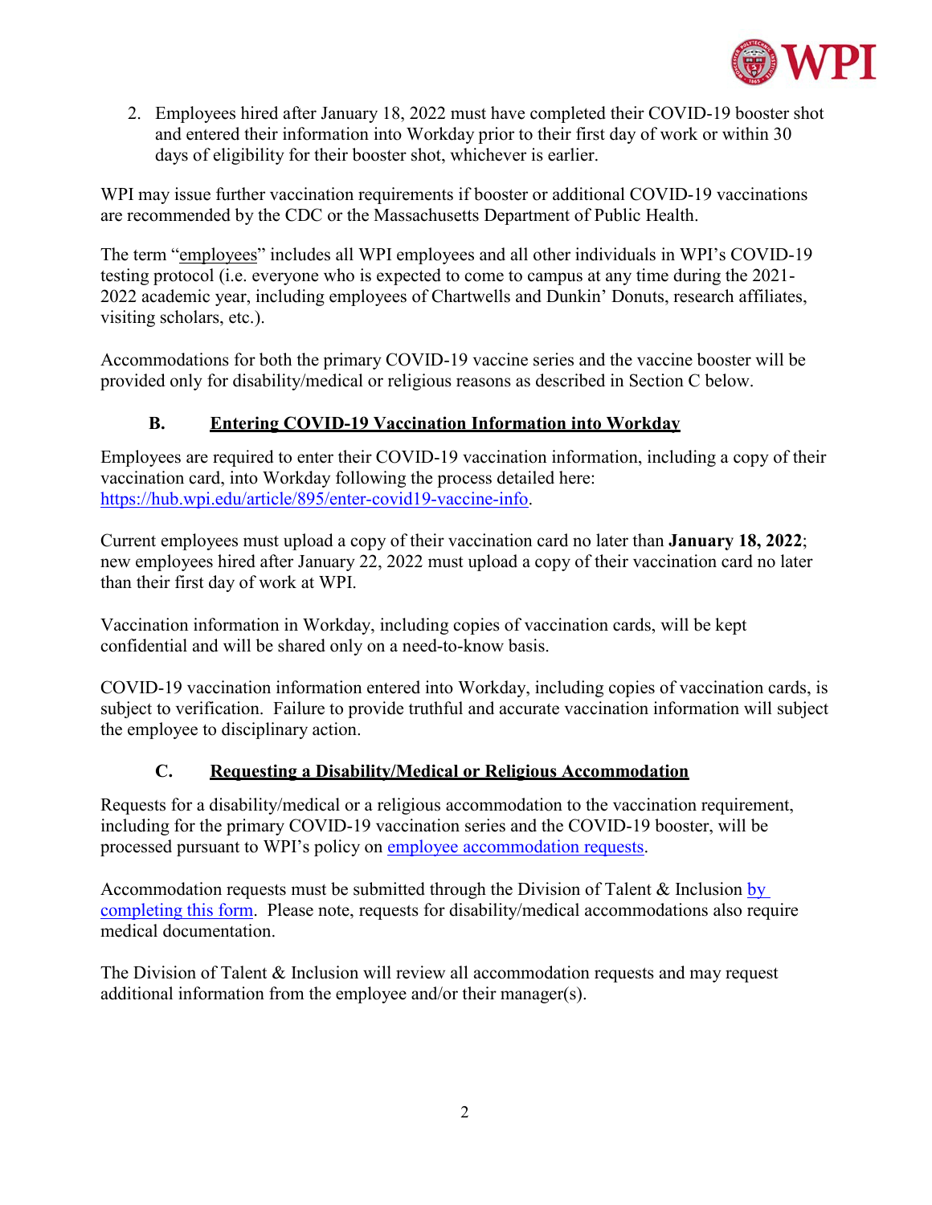2. Employees hired after January 18, 2022 must have completed their COVID-19 booster shot and entered their information into Workday prior to their first day of work or within 30 days of eligibility for their booster shot, whichever is earlier.

WPI may issue further vaccination requirements if booster or additional COVID-19 vaccinations are recommended by the CDC or the Massachusetts Department of Public Health.

The term "employees" includes all WPI employees and all other individuals in WPI's COVID-19 testing protocol (i.e. everyone who is expected to come to campus at any time during the 2021-2022 academic year, including employees of Chartwells and Dunkin' Donuts, research affiliates, visiting scholars, etc.).

Accommodations for both the primary COVID-19 vaccine series and the vaccine booster will be provided only for disability/medical or religious reasons as described in Section C below.

## B. Entering COVID-19 Vaccination Information into Workday

Employees are required to enter their COVID-19 vaccination information, including a copy of their vaccination card, into Workday following the process detailed here: https://hub.wpi.edu/article/895/enter-covid19-vaccine-info.

Current employees must upload a copy of their vaccination card no later than **January 18, 2022**; new employees hired after January 22, 2022 must upload a copy of their vaccination card no later than their first day of work at WPI.

Vaccination information in Workday, including copies of vaccination cards, will be kept confidential and will be shared only on a need-to-know basis.

COVID-19 vaccination information entered into Workday, including copies of vaccination cards, is subject to verification. Failure to provide truthful and accurate vaccination information will subject the employee to disciplinary action.

## C. Requesting a Disability/Medical or Religious Accommodation

Requests for a disability/medical or a religious accommodation to the vaccination requirement, including for the primary COVID-19 vaccination series and the COVID-19 booster, will be processed pursuant to WPI's policy on employee accommodation requests.

Accommodation requests must be submitted through the Division of Talent & Inclusion by completing this form. Please note, requests for disability/medical accommodations also require medical documentation.

The Division of Talent & Inclusion will review all accommodation requests and may request additional information from the employee and/or their manager(s).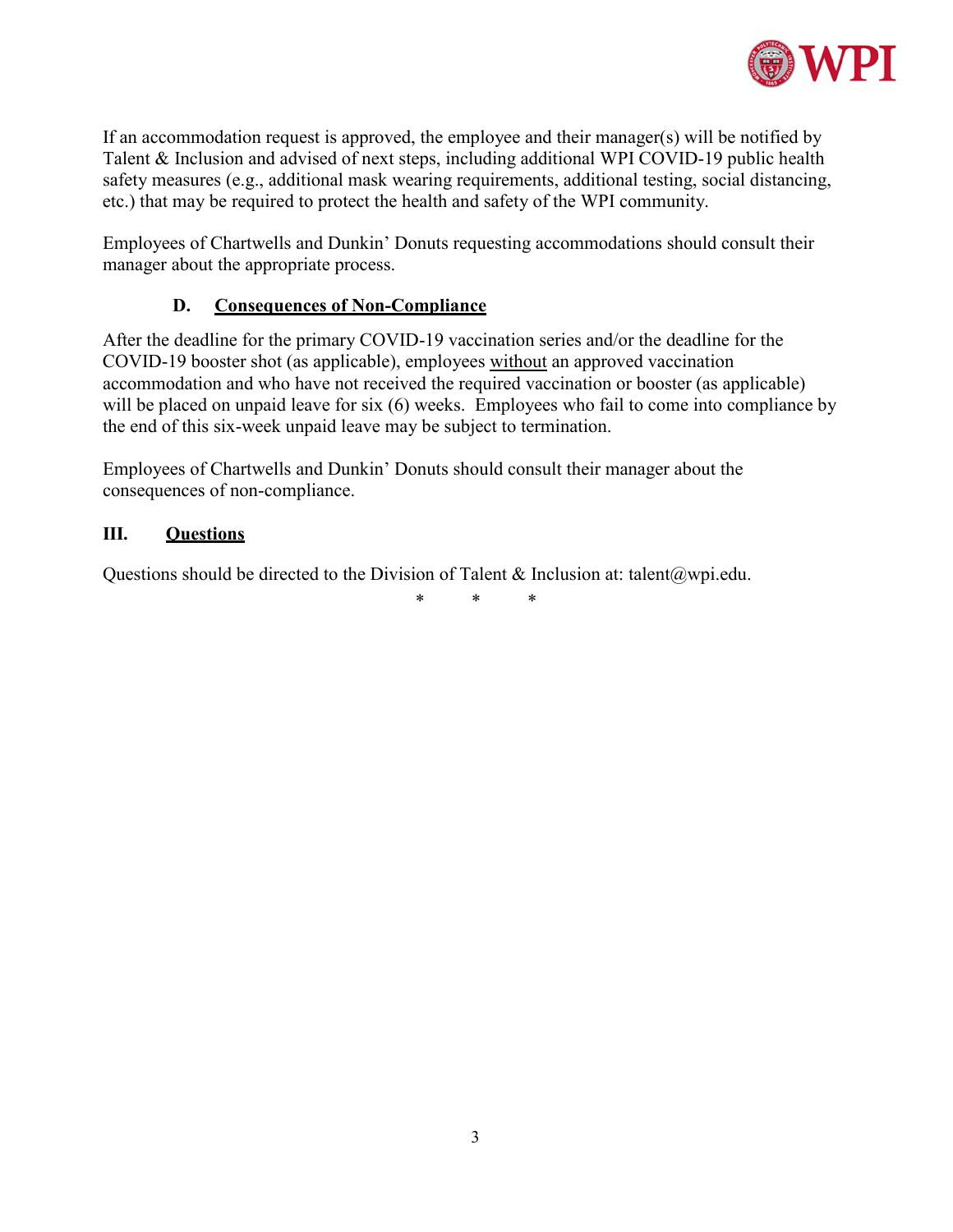If an accommodation request is approved, the employee and their manager(s) will be notified by Talent & Inclusion and advised of next steps, including additional WPI COVID-19 public health safety measures (e.g., additional mask wearing requirements, additional testing, social distancing, etc.) that may be required to protect the health and safety of the WPI community.

Employees of Chartwells and Dunkin' Donuts requesting accommodations should consult their manager about the appropriate process.

### D. Consequences of Non-Compliance

After the deadline for the primary COVID-19 vaccination series and/or the deadline for the COVID-19 booster shot (as applicable), employees without an approved vaccination accommodation and who have not received the required vaccination or booster (as applicable) will be placed on unpaid leave for six (6) weeks. Employees who fail to come into compliance by the end of this six-week unpaid leave may be subject to termination.

Employees of Chartwells and Dunkin' Donuts should consult their manager about the consequences of non-compliance.

## III. Questions

Questions should be directed to the Division of Talent & Inclusion at: talent@wpi.edu.

\* \* \*